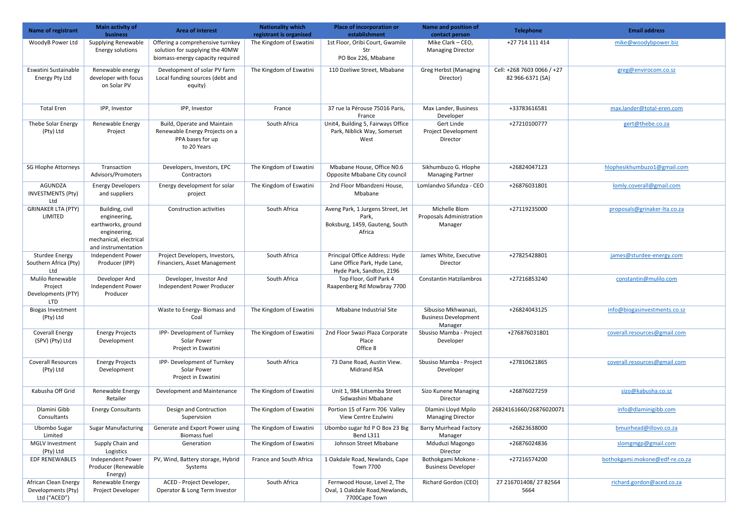| Name of registrant | Main activity of business | Area of interest | Nationality which registrant is organised | Place of incorporation or establishment | Name and position of contact person | Telephone | Email address |
|---|---|---|---|---|---|---|---|
| WoodyB Power Ltd | Supplying Renewable Energy solutions | Offering a comprehensive turnkey solution for supplying the 40MW biomass-energy capacity required | The Kingdom of Eswatini | 1st Floor, Oribi Court, Gwamile Str PO Box 226, Mbabane | Mike Clark – CEO, Managing Director | +27 714 111 414 | mike@woodybpower.biz |
| Eswatini Sustainable Energy Pty Ltd | Renewable energy developer with focus on Solar PV | Development of solar PV farm Local funding sources (debt and equity) | The Kingdom of Eswatini | 110 Dzeliwe Street, Mbabane | Greg Herbst (Managing Director) | Cell: +268 7603 0066 / +27 82 966-6371 (SA) | greg@envirocom.co.sz |
| Total Eren | IPP, Investor | IPP, Investor | France | 37 rue la Pérouse 75016 Paris, France | Max Lander, Business Developer | +33783616581 | max.lander@total-eren.com |
| Thebe Solar Energy (Pty) Ltd | Renewable Energy Project | Build, Operate and Maintain Renewable Energy Projects on a PPA bases for up to 20 Years | South Africa | Unit4, Building 5, Fairways Office Park, Niblick Way, Somerset West | Gert Linde Project Development Director | +27210100777 | gert@thebe.co.za |
| SG Hlophe Attorneys | Transaction Advisors/Promoters | Developers, Investors, EPC Contractors | The Kingdom of Eswatini | Mbabane House, Office N0.6 Opposite Mbabane City council | Sikhumbuzo G. Hlophe Managing Partner | +26824047123 | hlophesikhumbuzo1@gmail.com |
| AGUNDZA INVESTMENTS (Pty) Ltd | Energy Developers and suppliers | Energy development for solar project | The Kingdom of Eswatini | 2nd Floor Mbandzeni House, Mbabane | Lomlandvo Sifundza - CEO | +26876031801 | lomly.coverall@gmail.com |
| GRINAKER LTA (PTY) LIMITED | Building, civil engineering, earthworks, ground engineering, mechanical, electrical and instrumentation | Construction activities | South Africa | Aveng Park, 1 Jurgens Street, Jet Park, Boksburg, 1459, Gauteng, South Africa | Michelle Blom Proposals Administration Manager | +27119235000 | proposals@grinaker-lta.co.za |
| Sturdee Energy Southern Africa (Pty) Ltd | Independent Power Producer (IPP) | Project Developers, Investors, Financiers, Asset Management | South Africa | Principal Office Address: Hyde Lane Office Park, Hyde Lane, Hyde Park, Sandton, 2196 | James White, Executive Director | +27825428801 | james@sturdee-energy.com |
| Mulilo Renewable Project Developments (PTY) LTD | Developer And Independent Power Producer | Developer, Investor And Independent Power Producer | South Africa | Top Floor, Golf Park 4 Raapenberg Rd Mowbray 7700 | Constantin Hatzilambros | +27216853240 | constantin@mulilo.com |
| Biogas Investment (Pty) Ltd | | Waste to Energy- Biomass and Coal | The Kingdom of Eswatini | Mbabane Industrial Site | Sibusiso Mkhwanazi, Business Development Manager | +26824043125 | info@biogasinvestments.co.sz |
| Coverall Energy (SPV) (Pty) Ltd | Energy Projects Development | IPP- Development of Turnkey Solar Power Project in Eswatini | The Kingdom of Eswatini | 2nd Floor Swazi Plaza Corporate Place Office 8 | Sbusiso Mamba - Project Developer | +276876031801 | coverall.resources@gmail.com |
| Coverall Resources (Pty) Ltd | Energy Projects Development | IPP- Development of Turnkey Solar Power Project in Eswatini | South Africa | 73 Dane Road, Austin View. Midrand RSA | Sbusiso Mamba - Project Developer | +27810621865 | coverall.resources@gmail.com |
| Kabusha Off Grid | Renewable Energy Retailer | Development and Maintenance | The Kingdom of Eswatini | Unit 1, 984 Litsemba Street Sidwashini Mbabane | Sizo Kunene Managing Director | +26876027259 | sizo@kabusha.co.sz |
| Dlamini Gibb Consultants | Energy Consultants | Design and Contruction Supervision | The Kingdom of Eswatini | Portion 15 of Farm 706 Valley View Centre Ezulwini | Dlamini Lloyd Mpilo Managing Director | 26824161660/26876020071 | info@dlaminigibb.com |
| Ubombo Sugar Limited | Sugar Manufacturing | Generate and Export Power using Biomass fuel | The Kingdom of Eswatini | Ubombo sugar ltd P O Box 23 Big Bend L311 | Barry Muirhead Factory Manager | +26823638000 | bmuirhead@illovo.co.za |
| MGLV Investment (Pty) Ltd | Supply Chain and Logistics | Generation | The Kingdom of Eswatini | Johnson Street Mbabane | Mduduzi Magongo Director | +26876024836 | slomgmgp@gmail.com |
| EDF RENEWABLES | Independent Power Producer (Renewable Energy) | PV, Wind, Battery storage, Hybrid Systems | France and South Africa | 1 Oakdale Road, Newlands, Cape Town 7700 | Bothokgami Mokone - Business Developer | +27216574200 | bothokgami.mokone@edf-re.co.za |
| African Clean Energy Developments (Pty) Ltd ("ACED") | Renewable Energy Project Developer | ACED - Project Developer, Operator & Long Term Investor | South Africa | Fernwood House, Level 2, The Oval, 1 Oakdale Road,Newlands, 7700Cape Town | Richard Gordon (CEO) | 27 216701408/ 27 82564 5664 | richard.gordon@aced.co.za |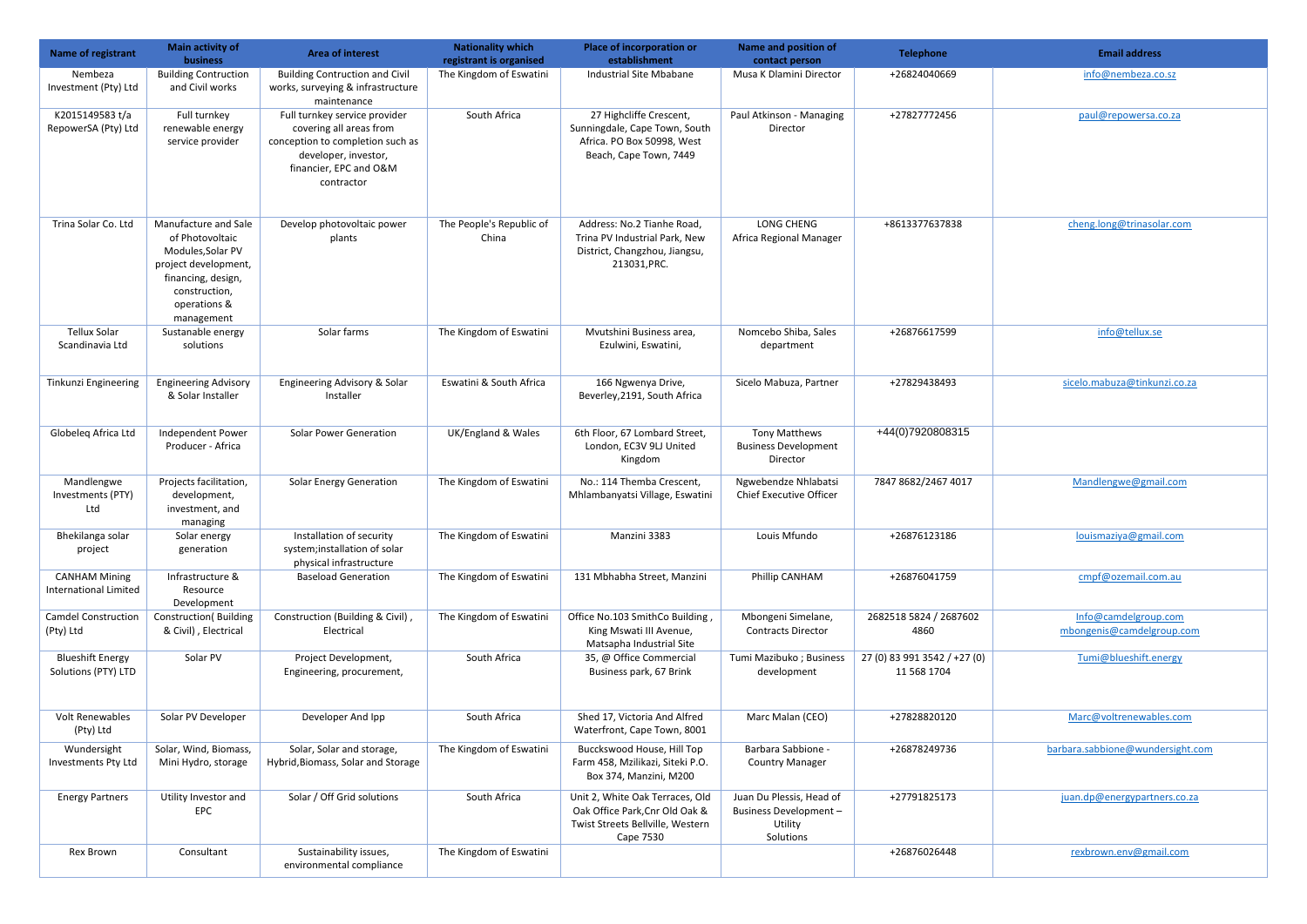| Name of registrant | Main activity of business | Area of interest | Nationality which registrant is organised | Place of incorporation or establishment | Name and position of contact person | Telephone | Email address |
|---|---|---|---|---|---|---|---|
| Nembeza Investment (Pty) Ltd | Building Contruction and Civil works | Building Contruction and Civil works, surveying & infrastructure maintenance | The Kingdom of Eswatini | Industrial Site Mbabane | Musa K Dlamini Director | +26824040669 | info@nembeza.co.sz |
| K2015149583 t/a RepowerSA (Pty) Ltd | Full turnkey renewable energy service provider | Full turnkey service provider covering all areas from conception to completion such as developer, investor, financier, EPC and O&M contractor | South Africa | 27 Highcliffe Crescent, Sunningdale, Cape Town, South Africa. PO Box 50998, West Beach, Cape Town, 7449 | Paul Atkinson - Managing Director | +27827772456 | paul@repowersa.co.za |
| Trina Solar Co. Ltd | Manufacture and Sale of Photovoltaic Modules,Solar PV project development, financing, design, construction, operations & management | Develop photovoltaic power plants | The People's Republic of China | Address: No.2 Tianhe Road, Trina PV Industrial Park, New District, Changzhou, Jiangsu, 213031,PRC. | LONG CHENG Africa Regional Manager | +8613377637838 | cheng.long@trinasolar.com |
| Tellux Solar Scandinavia Ltd | Sustanable energy solutions | Solar farms | The Kingdom of Eswatini | Mvutshini Business area, Ezulwini, Eswatini, | Nomcebo Shiba, Sales department | +26876617599 | info@tellux.se |
| Tinkunzi Engineering | Engineering Advisory & Solar Installer | Engineering Advisory & Solar Installer | Eswatini & South Africa | 166 Ngwenya Drive, Beverley,2191, South Africa | Sicelo Mabuza, Partner | +27829438493 | sicelo.mabuza@tinkunzi.co.za |
| Globeleq Africa Ltd | Independent Power Producer - Africa | Solar Power Generation | UK/England & Wales | 6th Floor, 67 Lombard Street, London, EC3V 9LJ United Kingdom | Tony Matthews Business Development Director | +44(0)7920808315 | |
| Mandlengwe Investments (PTY) Ltd | Projects facilitation, development, investment, and managing | Solar Energy Generation | The Kingdom of Eswatini | No.: 114 Themba Crescent, Mhlambanyatsi Village, Eswatini | Ngwebendze Nhlabatsi Chief Executive Officer | 7847 8682/2467 4017 | Mandlengwe@gmail.com |
| Bhekilanga solar project | Solar energy generation | Installation of security system;installation of solar physical infrastructure | The Kingdom of Eswatini | Manzini 3383 | Louis Mfundo | +26876123186 | louismaziya@gmail.com |
| CANHAM Mining International Limited | Infrastructure & Resource Development | Baseload Generation | The Kingdom of Eswatini | 131 Mbhabha Street, Manzini | Phillip CANHAM | +26876041759 | cmpf@ozemail.com.au |
| Camdel Construction (Pty) Ltd | Construction( Building & Civil) , Electrical | Construction (Building & Civil) , Electrical | The Kingdom of Eswatini | Office No.103 SmithCo Building , King Mswati III Avenue, Matsapha Industrial Site | Mbongeni Simelane, Contracts Director | 2682518 5824 / 2687602 4860 | Info@camdelgroup.com mbongenis@camdelgroup.com |
| Blueshift Energy Solutions (PTY) LTD | Solar PV | Project Development, Engineering, procurement, | South Africa | 35, @ Office Commercial Business park, 67 Brink | Tumi Mazibuko ; Business development | 27 (0) 83 991 3542 / +27 (0) 11 568 1704 | Tumi@blueshift.energy |
| Volt Renewables (Pty) Ltd | Solar PV Developer | Developer And Ipp | South Africa | Shed 17, Victoria And Alfred Waterfront, Cape Town, 8001 | Marc Malan (CEO) | +27828820120 | Marc@voltrenewables.com |
| Wundersight Investments Pty Ltd | Solar, Wind, Biomass, Mini Hydro, storage | Solar, Solar and storage, Hybrid,Biomass, Solar and Storage | The Kingdom of Eswatini | Bucckswood House, Hill Top Farm 458, Mzilikazi, Siteki P.O. Box 374, Manzini, M200 | Barbara Sabbione - Country Manager | +26878249736 | barbara.sabbione@wundersight.com |
| Energy Partners | Utility Investor and EPC | Solar / Off Grid solutions | South Africa | Unit 2, White Oak Terraces, Old Oak Office Park,Cnr Old Oak & Twist Streets Bellville, Western Cape 7530 | Juan Du Plessis, Head of Business Development – Utility Solutions | +27791825173 | juan.dp@energypartners.co.za |
| Rex Brown | Consultant | Sustainability issues, environmental compliance | The Kingdom of Eswatini | | | +26876026448 | rexbrown.env@gmail.com |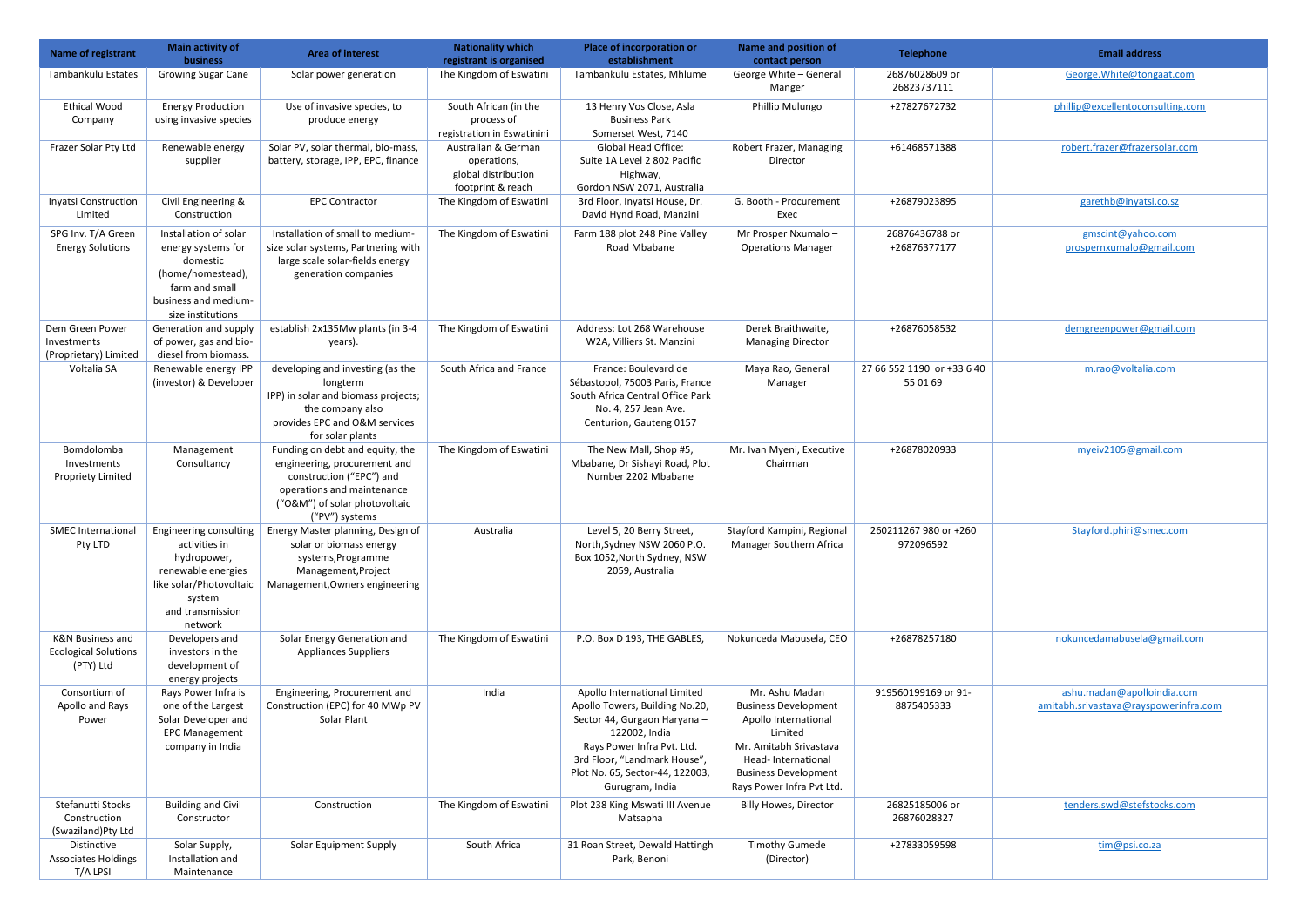| Name of registrant | Main activity of business | Area of interest | Nationality which registrant is organised | Place of incorporation or establishment | Name and position of contact person | Telephone | Email address |
|---|---|---|---|---|---|---|---|
| Tambankulu Estates | Growing Sugar Cane | Solar power generation | The Kingdom of Eswatini | Tambankulu Estates, Mhlume | George White – General Manger | 26876028609 or 26823737111 | George.White@tongaat.com |
| Ethical Wood Company | Energy Production using invasive species | Use of invasive species, to produce energy | South African (in the process of registration in Eswatinini | 13 Henry Vos Close, Asla Business Park Somerset West, 7140 | Phillip Mulungo | +27827672732 | phillip@excellentoconsulting.com |
| Frazer Solar Pty Ltd | Renewable energy supplier | Solar PV, solar thermal, bio-mass, battery, storage, IPP, EPC, finance | Australian & German operations, global distribution footprint & reach | Global Head Office: Suite 1A Level 2 802 Pacific Highway, Gordon NSW 2071, Australia | Robert Frazer, Managing Director | +61468571388 | robert.frazer@frazersolar.com |
| Inyatsi Construction Limited | Civil Engineering & Construction | EPC Contractor | The Kingdom of Eswatini | 3rd Floor, Inyatsi House, Dr. David Hynd Road, Manzini | G. Booth - Procurement Exec | +26879023895 | garethb@inyatsi.co.sz |
| SPG Inv. T/A Green Energy Solutions | Installation of solar energy systems for domestic (home/homestead), farm and small business and medium-size institutions | Installation of small to medium-size solar systems, Partnering with large scale solar-fields energy generation companies | The Kingdom of Eswatini | Farm 188 plot 248 Pine Valley Road Mbabane | Mr Prosper Nxumalo – Operations Manager | 26876436788 or +26876377177 | gmscint@yahoo.com prospernxumalo@gmail.com |
| Dem Green Power Investments (Proprietary) Limited | Generation and supply of power, gas and bio-diesel from biomass. | establish 2x135Mw plants (in 3-4 years). | The Kingdom of Eswatini | Address: Lot 268 Warehouse W2A, Villiers St. Manzini | Derek Braithwaite, Managing Director | +26876058532 | demgreenpower@gmail.com |
| Voltalia SA | Renewable energy IPP (investor) & Developer | developing and investing (as the longterm IPP) in solar and biomass projects; the company also provides EPC and O&M services for solar plants | South Africa and France | France: Boulevard de Sébastopol, 75003 Paris, France South Africa Central Office Park No. 4, 257 Jean Ave. Centurion, Gauteng 0157 | Maya Rao, General Manager | 27 66 552 1190 or +33 6 40 55 01 69 | m.rao@voltalia.com |
| Bomdolomba Investments Propriety Limited | Management Consultancy | Funding on debt and equity, the engineering, procurement and construction ("EPC") and operations and maintenance ("O&M") of solar photovoltaic ("PV") systems | The Kingdom of Eswatini | The New Mall, Shop #5, Mbabane, Dr Sishayi Road, Plot Number 2202 Mbabane | Mr. Ivan Myeni, Executive Chairman | +26878020933 | myeiv2105@gmail.com |
| SMEC International Pty LTD | Engineering consulting activities in hydropower, renewable energies like solar/Photovoltaic system and transmission network | Energy Master planning, Design of solar or biomass energy systems,Programme Management,Project Management,Owners engineering | Australia | Level 5, 20 Berry Street, North,Sydney NSW 2060 P.O. Box 1052,North Sydney, NSW 2059, Australia | Stayford Kampini, Regional Manager Southern Africa | 260211267 980 or +260 972096592 | Stayford.phiri@smec.com |
| K&N Business and Ecological Solutions (PTY) Ltd | Developers and investors in the development of energy projects | Solar Energy Generation and Appliances Suppliers | The Kingdom of Eswatini | P.O. Box D 193, THE GABLES, | Nokunceda Mabusela, CEO | +26878257180 | nokuncedamabusela@gmail.com |
| Consortium of Apollo and Rays Power | Rays Power Infra is one of the Largest Solar Developer and EPC Management company in India | Engineering, Procurement and Construction (EPC) for 40 MWp PV Solar Plant | India | Apollo International Limited Apollo Towers, Building No.20, Sector 44, Gurgaon Haryana – 122002, India Rays Power Infra Pvt. Ltd. 3rd Floor, "Landmark House", Plot No. 65, Sector-44, 122003, Gurugram, India | Mr. Ashu Madan Business Development Apollo International Limited Mr. Amitabh Srivastava Head- International Business Development Rays Power Infra Pvt Ltd. | 919560199169 or 91-8875405333 | ashu.madan@apolloindia.com amitabh.srivastava@rayspowerinfra.com |
| Stefanutti Stocks Construction (Swaziland)Pty Ltd | Building and Civil Constructor | Construction | The Kingdom of Eswatini | Plot 238 King Mswati III Avenue Matsapha | Billy Howes, Director | 26825185006 or 26876028327 | tenders.swd@stefstocks.com |
| Distinctive Associates Holdings T/A LPSI | Solar Supply, Installation and Maintenance | Solar Equipment Supply | South Africa | 31 Roan Street, Dewald Hattingh Park, Benoni | Timothy Gumede (Director) | +27833059598 | tim@psi.co.za |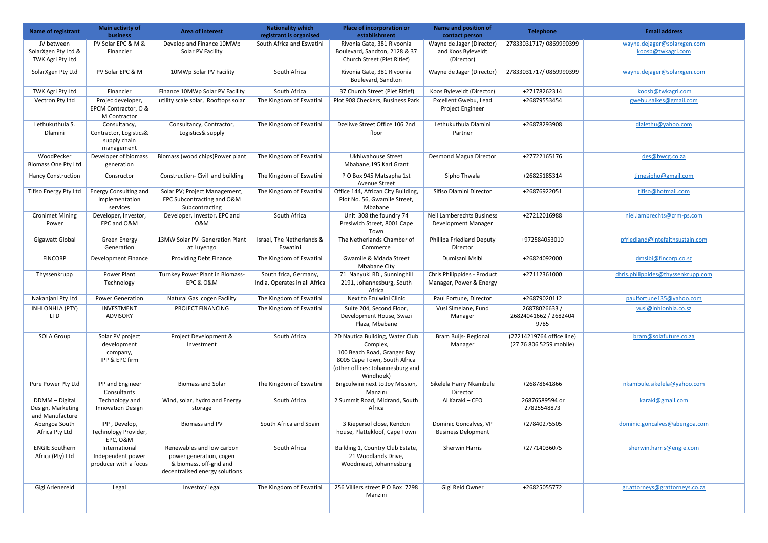| Name of registrant | Main activity of business | Area of interest | Nationality which registrant is organised | Place of incorporation or establishment | Name and position of contact person | Telephone | Email address |
|---|---|---|---|---|---|---|---|
| JV between SolarXgen Pty Ltd & TWK Agri Pty Ltd | PV Solar EPC & M & Financier | Develop and Finance 10MWp Solar PV Facility | South Africa and Eswatini | Rivonia Gate, 381 Rivoonia Boulevard, Sandton, 2128 & 37 Church Street (Piet Ritief) | Wayne de Jager (Director) and Koos Byleveldt (Director) | 27833031717/ 0869990399 | wayne.dejager@solarxgen.com koosb@twkagri.com |
| SolarXgen Pty Ltd | PV Solar EPC & M | 10MWp Solar PV Facility | South Africa | Rivonia Gate, 381 Rivoonia Boulevard, Sandton | Wayne de Jager (Director) | 27833031717/ 0869990399 | wayne.dejager@solarxgen.com |
| TWK Agri Pty Ltd | Financier | Finance 10MWp Solar PV Facility | South Africa | 37 Church Street (Piet Ritief) | Koos Byleveldt (Director) | +27178262314 | koosb@twkagri.com |
| Vectron Pty Ltd | Projec developer, EPCM Contractor, O & M Contractor | utility scale solar, Rooftops solar | The Kingdom of Eswatini | Plot 908 Checkers, Business Park | Excellent Gwebu, Lead Project Engineer | +26879553454 | gwebu.saikes@gmail.com |
| Lethukuthula S. Dlamini | Consultancy, Contractor, Logistics& supply chain management | Consultancy, Contractor, Logistics& supply | The Kingdom of Eswatini | Dzeliwe Street Office 106 2nd floor | Lethukuthula Dlamini Partner | +26878293908 | dlalethu@yahoo.com |
| WoodPecker Biomass One Pty Ltd | Developer of biomass generation | Biomass (wood chips)Power plant | The Kingdom of Eswatini | Ukhiwahouse Street Mbabane,195 Karl Grant | Desmond Magua Director | +27722165176 | des@bwcg.co.za |
| Hancy Construction | Consructor | Construction- Civil and building | The Kingdom of Eswatini | P O Box 945 Matsapha 1st Avenue Street | Sipho Thwala | +26825185314 | timesipho@gmail.com |
| Tifiso Energy Pty Ltd | Energy Consulting and implementation services | Solar PV; Project Management, EPC Subcontracting and O&M Subcontracting | The Kingdom of Eswatini | Office 144, African City Building, Plot No. 56, Gwamile Street, Mbabane | Sifiso Dlamini Director | +26876922051 | tifiso@hotmail.com |
| Cronimet Mining Power | Developer, Investor, EPC and O&M | Developer, Investor, EPC and O&M | South Africa | Unit 308 the foundry 74 Presiwich Street, 8001 Cape Town | Neil Lamberechts Business Development Manager | +27212016988 | niel.lambrechts@crm-ps.com |
| Gigawatt Global | Green Energy Generation | 13MW Solar PV Generation Plant at Luyengo | Israel, The Netherlands & Eswatini | The Netherlands Chamber of Commerce | Phillipa Friedland Deputy Director | +972584053010 | pfriedland@intefaithsustain.com |
| FINCORP | Development Finance | Providing Debt Finance | The Kingdom of Eswatini | Gwamile & Mdada Street Mbabane City | Dumisani Msibi | +26824092000 | dmsibi@fincorp.co.sz |
| Thyssenkrupp | Power Plant Technology | Turnkey Power Plant in Biomass- EPC & O&M | South frica, Germany, India, Operates in all Africa | 71 Nanyuki RD , Sunninghill 2191, Johannesburg, South Africa | Chris Philippides - Product Manager, Power & Energy | +27112361000 | chris.philippides@thyssenkrupp.com |
| Nakanjani Pty Ltd | Power Generation | Natural Gas cogen Facility | The Kingdom of Eswatini | Next to Ezulwini Clinic | Paul Fortune, Director | +26879020112 | paulfortune135@yahoo.com |
| INHLONHLA (PTY) LTD | INVESTMENT ADVISORY | PROJECT FINANCING | The Kingdom of Eswatini | Suite 204, Second Floor, Development House, Swazi Plaza, Mbabane | Vusi Simelane, Fund Manager | 26878026633 / 26824041662 / 2682404 9785 | vusi@inhlonhla.co.sz |
| SOLA Group | Solar PV project development company, IPP & EPC firm | Project Development & Investment | South Africa | 2D Nautica Building, Water Club Complex, 100 Beach Road, Granger Bay 8005 Cape Town, South Africa (other offices: Johannesburg and Windhoek) | Bram Buijs- Regional Manager | (27214219764 office line) (27 76 806 5259 mobile) | bram@solafuture.co.za |
| Pure Power Pty Ltd | IPP and Engineer Consultants | Biomass and Solar | The Kingdom of Eswatini | Bngculwini next to Joy Mission, Manzini | Sikelela Harry Nkambule Director | +26878641866 | nkambule.sikelela@yahoo.com |
| DDMM – Digital Design, Marketing and Manufacture | Technology and Innovation Design | Wind, solar, hydro and Energy storage | South Africa | 2 Summit Road, Midrand, South Africa | Al Karaki – CEO | 26876589594 or 27825548873 | karaki@gmail.com |
| Abengoa South Africa Pty Ltd | IPP , Develop, Technology Provider, EPC, O&M | Biomass and PV | South Africa and Spain | 3 Kiepersol close, Kendon house, Plattekloof, Cape Town | Dominic Goncalves, VP Business Delopment | +27840275505 | dominic.goncalves@abengoa.com |
| ENGIE Southern Africa (Pty) Ltd | International Independent power producer with a focus | Renewables and low carbon power generation, cogen & biomass, off-grid and decentralised energy solutions | South Africa | Building 1, Country Club Estate, 21 Woodlands Drive, Woodmead, Johannesburg | Sherwin Harris | +27714036075 | sherwin.harris@engie.com |
| Gigi Arlenereid | Legal | Investor/ legal | The Kingdom of Eswatini | 256 Villiers street P O Box 7298 Manzini | Gigi Reid Owner | +26825055772 | gr.attorneys@grattorneys.co.za |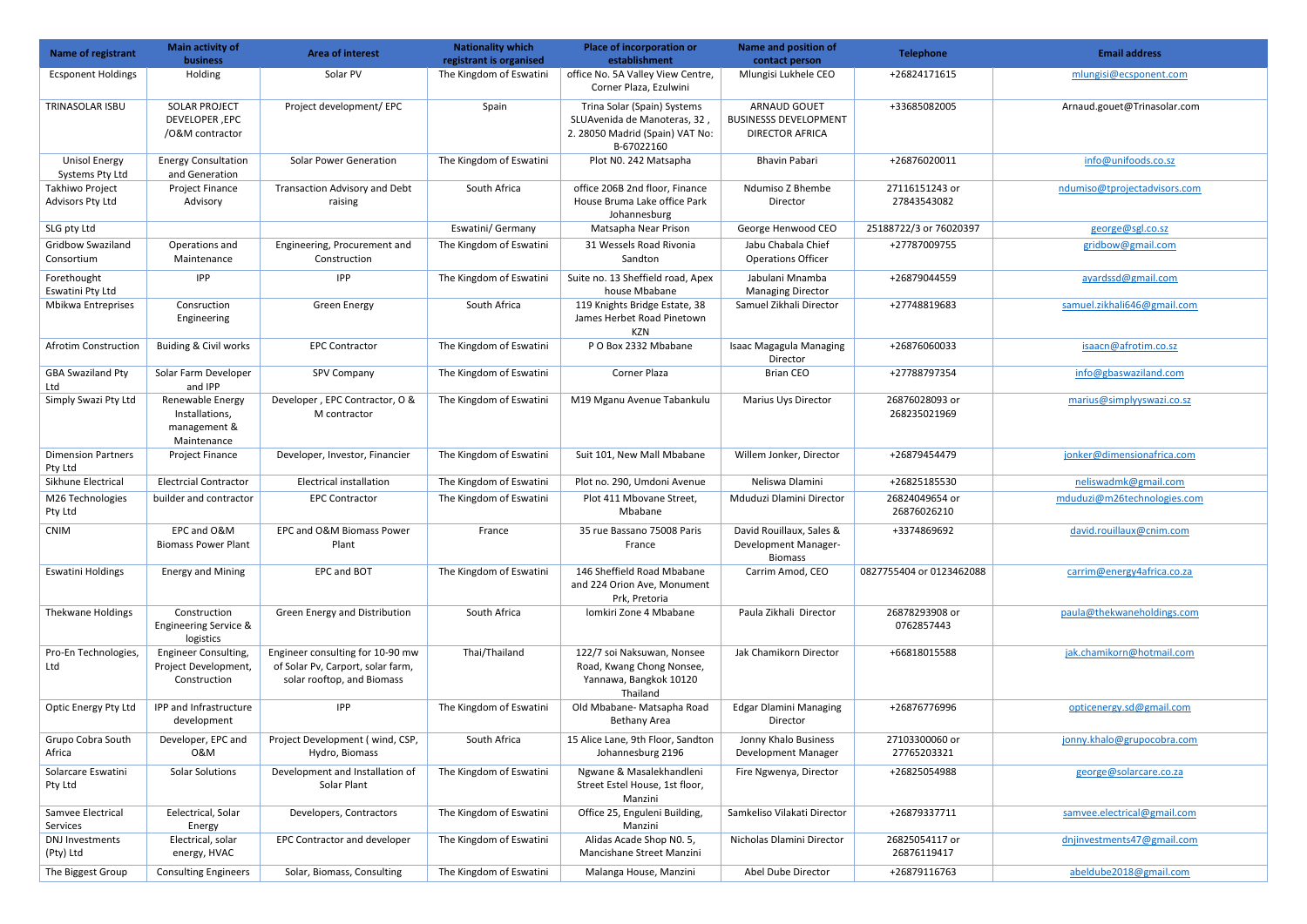| Name of registrant | Main activity of business | Area of interest | Nationality which registrant is organised | Place of incorporation or establishment | Name and position of contact person | Telephone | Email address |
|---|---|---|---|---|---|---|---|
| Ecsponent Holdings | Holding | Solar PV | The Kingdom of Eswatini | office No. 5A Valley View Centre, Corner Plaza, Ezulwini | Mlungisi Lukhele CEO | +26824171615 | mlungisi@ecsponent.com |
| TRINASOLAR ISBU | SOLAR PROJECT DEVELOPER ,EPC /O&M contractor | Project development/ EPC | Spain | Trina Solar (Spain) Systems SLUAvenida de Manoteras, 32 , 2. 28050 Madrid (Spain) VAT No: B-67022160 | ARNAUD GOUET BUSINESSS DEVELOPMENT DIRECTOR AFRICA | +33685082005 | Arnaud.gouet@Trinasolar.com |
| Unisol Energy Systems Pty Ltd | Energy Consultation and Generation | Solar Power Generation | The Kingdom of Eswatini | Plot N0. 242 Matsapha | Bhavin Pabari | +26876020011 | info@unifoods.co.sz |
| Takhiwo Project Advisors Pty Ltd | Project Finance Advisory | Transaction Advisory and Debt raising | South Africa | office 206B 2nd floor, Finance House Bruma Lake office Park Johannesburg | Ndumiso Z Bhembe Director | 27116151243 or 27843543082 | ndumiso@tprojectadvisors.com |
| SLG pty Ltd | | | Eswatini/ Germany | Matsapha Near Prison | George Henwood CEO | 25188722/3 or 76020397 | george@sgl.co.sz |
| Gridbow Swaziland Consortium | Operations and Maintenance | Engineering, Procurement and Construction | The Kingdom of Eswatini | 31 Wessels Road Rivonia Sandton | Jabu Chabala Chief Operations Officer | +27787009755 | gridbow@gmail.com |
| Forethought Eswatini Pty Ltd | IPP | IPP | The Kingdom of Eswatini | Suite no. 13 Sheffield road, Apex house Mbabane | Jabulani Mnamba Managing Director | +26879044559 | ayardssd@gmail.com |
| Mbikwa Entreprises | Consruction Engineering | Green Energy | South Africa | 119 Knights Bridge Estate, 38 James Herbet Road Pinetown KZN | Samuel Zikhali Director | +27748819683 | samuel.zikhali646@gmail.com |
| Afrotim Construction | Buiding & Civil works | EPC Contractor | The Kingdom of Eswatini | P O Box 2332 Mbabane | Isaac Magagula Managing Director | +26876060033 | isaacn@afrotim.co.sz |
| GBA Swaziland Pty Ltd | Solar Farm Developer and IPP | SPV Company | The Kingdom of Eswatini | Corner Plaza | Brian CEO | +27788797354 | info@gbaswaziland.com |
| Simply Swazi Pty Ltd | Renewable Energy Installations, management & Maintenance | Developer , EPC Contractor, O & M contractor | The Kingdom of Eswatini | M19 Mganu Avenue Tabankulu | Marius Uys Director | 26876028093 or 268235021969 | marius@simplyyswazi.co.sz |
| Dimension Partners Pty Ltd | Project Finance | Developer, Investor, Financier | The Kingdom of Eswatini | Suit 101, New Mall Mbabane | Willem Jonker, Director | +26879454479 | jonker@dimensionafrica.com |
| Sikhune Electrical | Electrcial Contractor | Electrical installation | The Kingdom of Eswatini | Plot no. 290, Umdoni Avenue | Neliswa Dlamini | +26825185530 | neliswadmk@gmail.com |
| M26 Technologies Pty Ltd | builder and contractor | EPC Contractor | The Kingdom of Eswatini | Plot 411 Mbovane Street, Mbabane | Mduduzi Dlamini Director | 26824049654 or 26876026210 | mduduzi@m26technologies.com |
| CNIM | EPC and O&M Biomass Power Plant | EPC and O&M Biomass Power Plant | France | 35 rue Bassano 75008 Paris France | David Rouillaux, Sales & Development Manager-Biomass | +3374869692 | david.rouillaux@cnim.com |
| Eswatini Holdings | Energy and Mining | EPC and BOT | The Kingdom of Eswatini | 146 Sheffield Road Mbabane and 224 Orion Ave, Monument Prk, Pretoria | Carrim Amod, CEO | 0827755404 or 0123462088 | carrim@energy4africa.co.za |
| Thekwane Holdings | Construction Engineering Service & logistics | Green Energy and Distribution | South Africa | lomkiri Zone 4 Mbabane | Paula Zikhali Director | 26878293908 or 0762857443 | paula@thekwaneholdings.com |
| Pro-En Technologies, Ltd | Engineer Consulting, Project Development, Construction | Engineer consulting for 10-90 mw of Solar Pv, Carport, solar farm, solar rooftop, and Biomass | Thai/Thailand | 122/7 soi Naksuwan, Nonsee Road, Kwang Chong Nonsee, Yannawa, Bangkok 10120 Thailand | Jak Chamikorn Director | +66818015588 | jak.chamikorn@hotmail.com |
| Optic Energy Pty Ltd | IPP and Infrastructure development | IPP | The Kingdom of Eswatini | Old Mbabane- Matsapha Road Bethany Area | Edgar Dlamini Managing Director | +26876776996 | opticenergy.sd@gmail.com |
| Grupo Cobra South Africa | Developer, EPC and O&M | Project Development ( wind, CSP, Hydro, Biomass | South Africa | 15 Alice Lane, 9th Floor, Sandton Johannesburg 2196 | Jonny Khalo Business Development Manager | 27103300060 or 27765203321 | jonny.khalo@grupocobra.com |
| Solarcare Eswatini Pty Ltd | Solar Solutions | Development and Installation of Solar Plant | The Kingdom of Eswatini | Ngwane & Masalekhandleni Street Estel House, 1st floor, Manzini | Fire Ngwenya, Director | +26825054988 | george@solarcare.co.za |
| Samvee Electrical Services | Eelectrical, Solar Energy | Developers, Contractors | The Kingdom of Eswatini | Office 25, Enguleni Building, Manzini | Samkeliso Vilakati Director | +26879337711 | samvee.electrical@gmail.com |
| DNJ Investments (Pty) Ltd | Electrical, solar energy, HVAC | EPC Contractor and developer | The Kingdom of Eswatini | Alidas Acade Shop N0. 5, Mancishane Street Manzini | Nicholas Dlamini Director | 26825054117 or 26876119417 | dnjinvestments47@gmail.com |
| The Biggest Group | Consulting Engineers | Solar, Biomass, Consulting | The Kingdom of Eswatini | Malanga House, Manzini | Abel Dube Director | +26879116763 | abeldube2018@gmail.com |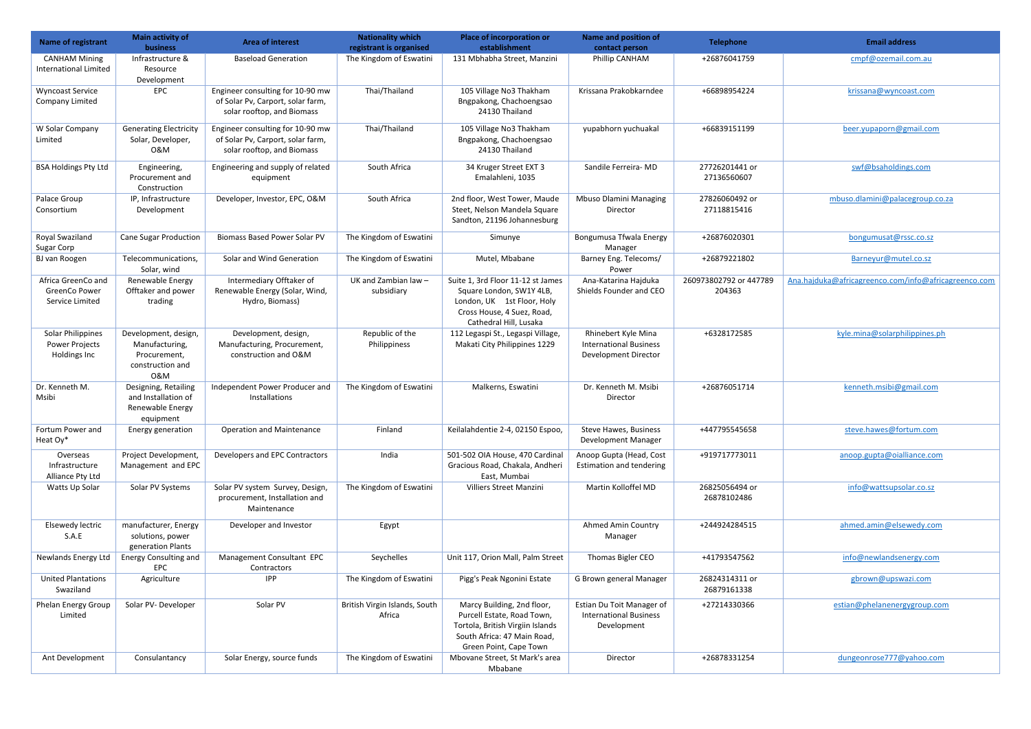| Name of registrant | Main activity of business | Area of interest | Nationality which registrant is organised | Place of incorporation or establishment | Name and position of contact person | Telephone | Email address |
|---|---|---|---|---|---|---|---|
| CANHAM Mining International Limited | Infrastructure & Resource Development | Baseload Generation | The Kingdom of Eswatini | 131 Mbhabha Street, Manzini | Phillip CANHAM | +26876041759 | cmpf@ozemail.com.au |
| Wyncoast Service Company Limited | EPC | Engineer consulting for 10-90 mw of Solar Pv, Carport, solar farm, solar rooftop, and Biomass | Thai/Thailand | 105 Village No3 Thakham Bngpakong, Chachoengsao 24130 Thailand | Krissana Prakobkarndee | +66898954224 | krissana@wyncoast.com |
| W Solar Company Limited | Generating Electricity Solar, Developer, O&M | Engineer consulting for 10-90 mw of Solar Pv, Carport, solar farm, solar rooftop, and Biomass | Thai/Thailand | 105 Village No3 Thakham Bngpakong, Chachoengsao 24130 Thailand | yupabhorn yuchuakal | +66839151199 | beer.yupaporn@gmail.com |
| BSA Holdings Pty Ltd | Engineering, Procurement and Construction | Engineering and supply of related equipment | South Africa | 34 Kruger Street EXT 3 Emalahleni, 1035 | Sandile Ferreira- MD | 27726201441 or 27136560607 | swf@bsaholdings.com |
| Palace Group Consortium | IP, Infrastructure Development | Developer, Investor, EPC, O&M | South Africa | 2nd floor, West Tower, Maude Steet, Nelson Mandela Square Sandton, 21196 Johannesburg | Mbuso Dlamini Managing Director | 27826060492 or 27118815416 | mbuso.dlamini@palacegroup.co.za |
| Royal Swaziland Sugar Corp | Cane Sugar Production | Biomass Based Power Solar PV | The Kingdom of Eswatini | Simunye | Bongumusa Tfwala Energy Manager | +26876020301 | bongumusat@rssc.co.sz |
| BJ van Roogen | Telecommunications, Solar, wind | Solar and Wind Generation | The Kingdom of Eswatini | Mutel, Mbabane | Barney Eng. Telecoms/ Power | +26879221802 | Barneyur@mutel.co.sz |
| Africa GreenCo and GreenCo Power Service Limited | Renewable Energy Offtaker and power trading | Intermediary Offtaker of Renewable Energy (Solar, Wind, Hydro, Biomass) | UK and Zambian law – subsidiary | Suite 1, 3rd Floor 11-12 st James Square London, SW1Y 4LB, London, UK 1st Floor, Holy Cross House, 4 Suez, Road, Cathedral Hill, Lusaka | Ana-Katarina Hajduka Shields Founder and CEO | 260973802792 or 447789 204363 | Ana.hajduka@africagreenco.com/info@africagreenco.com |
| Solar Philippines Power Projects Holdings Inc | Development, design, Manufacturing, Procurement, construction and O&M | Development, design, Manufacturing, Procurement, construction and O&M | Republic of the Philippiness | 112 Legaspi St., Legaspi Village, Makati City Philippines 1229 | Rhinebert Kyle Mina International Business Development Director | +6328172585 | kyle.mina@solarphilippines.ph |
| Dr. Kenneth M. Msibi | Designing, Retailing and Installation of Renewable Energy equipment | Independent Power Producer and Installations | The Kingdom of Eswatini | Malkerns, Eswatini | Dr. Kenneth M. Msibi Director | +26876051714 | kenneth.msibi@gmail.com |
| Fortum Power and Heat Oy* | Energy generation | Operation and Maintenance | Finland | Keilalahdentie 2-4, 02150 Espoo, | Steve Hawes, Business Development Manager | +447795545658 | steve.hawes@fortum.com |
| Overseas Infrastructure Alliance Pty Ltd | Project Development, Management and EPC | Developers and EPC Contractors | India | 501-502 OIA House, 470 Cardinal Gracious Road, Chakala, Andheri East, Mumbai | Anoop Gupta (Head, Cost Estimation and tendering | +919717773011 | anoop.gupta@oialliance.com |
| Watts Up Solar | Solar PV Systems | Solar PV system Survey, Design, procurement, Installation and Maintenance | The Kingdom of Eswatini | Villiers Street Manzini | Martin Kolloffel MD | 26825056494 or 26878102486 | info@wattsupsolar.co.sz |
| Elsewedy lectric S.A.E | manufacturer, Energy solutions, power generation Plants | Developer and Investor | Egypt | | Ahmed Amin Country Manager | +244924284515 | ahmed.amin@elsewedy.com |
| Newlands Energy Ltd | Energy Consulting and EPC | Management Consultant EPC Contractors | Seychelles | Unit 117, Orion Mall, Palm Street | Thomas Bigler CEO | +41793547562 | info@newlandsenergy.com |
| United Plantations Swaziland | Agriculture | IPP | The Kingdom of Eswatini | Pigg's Peak Ngonini Estate | G Brown general Manager | 26824314311 or 26879161338 | gbrown@upswazi.com |
| Phelan Energy Group Limited | Solar PV- Developer | Solar PV | British Virgin Islands, South Africa | Marcy Building, 2nd floor, Purcell Estate, Road Town, Tortola, British Virgiin Islands South Africa: 47 Main Road, Green Point, Cape Town | Estian Du Toit Manager of International Business Development | +27214330366 | estian@phelanenergygroup.com |
| Ant Development | Consulantancy | Solar Energy, source funds | The Kingdom of Eswatini | Mbovane Street, St Mark's area Mbabane | Director | +26878331254 | dungeonrose777@yahoo.com |